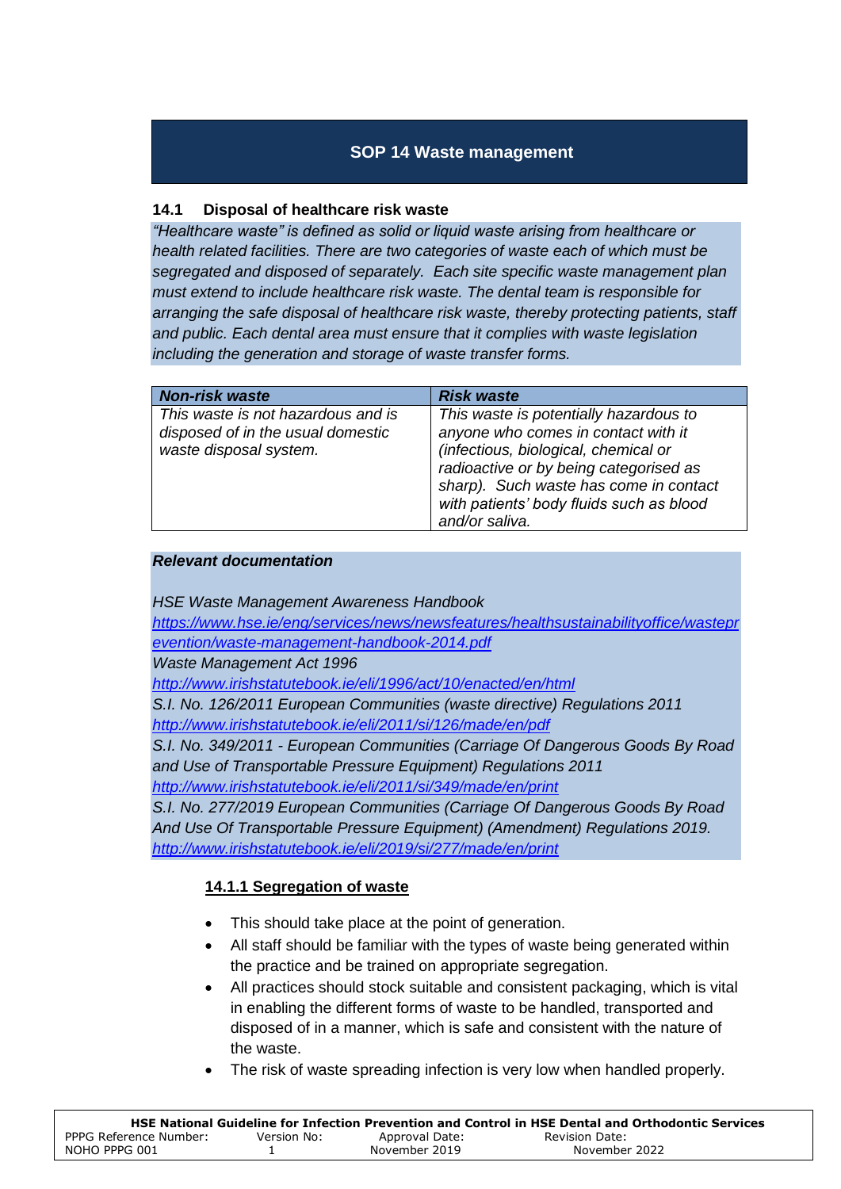# SOP 14 Waste management

## 14.1 Disposal of healthcare risk waste

*"Healthcare waste" is defined as solid or liquid waste arising from healthcare or health related facilities. There are two categories of waste each of which must be segregated and disposed of separately. Each site specific waste management plan must extend to include healthcare risk waste. The dental team is responsible for arranging the safe disposal of healthcare risk waste, thereby protecting patients, staff and public. Each dental area must ensure that it complies with waste legislation including the generation and storage of waste transfer forms.*

| ***Non-risk waste*** | ***Risk waste*** |
|---|---|
| *This waste is not hazardous and is disposed of in the usual domestic waste disposal system.* | *This waste is potentially hazardous to anyone who comes in contact with it (infectious, biological, chemical or radioactive or by being categorised as sharp). Such waste has come in contact with patients' body fluids such as blood and/or saliva.* |

***Relevant documentation***

*HSE Waste Management Awareness Handbook*
*https://www.hse.ie/eng/services/news/newsfeatures/healthsustainabilityoffice/wasteprevention/waste-management-handbook-2014.pdf*
*Waste Management Act 1996*
*http://www.irishstatutebook.ie/eli/1996/act/10/enacted/en/html*
*S.I. No. 126/2011 European Communities (waste directive) Regulations 2011*
*http://www.irishstatutebook.ie/eli/2011/si/126/made/en/pdf*
*S.I. No. 349/2011 - European Communities (Carriage Of Dangerous Goods By Road and Use of Transportable Pressure Equipment) Regulations 2011*
*http://www.irishstatutebook.ie/eli/2011/si/349/made/en/print*
*S.I. No. 277/2019 European Communities (Carriage Of Dangerous Goods By Road And Use Of Transportable Pressure Equipment) (Amendment) Regulations 2019.*
*http://www.irishstatutebook.ie/eli/2019/si/277/made/en/print*

### 14.1.1 Segregation of waste

- This should take place at the point of generation.
- All staff should be familiar with the types of waste being generated within the practice and be trained on appropriate segregation.
- All practices should stock suitable and consistent packaging, which is vital in enabling the different forms of waste to be handled, transported and disposed of in a manner, which is safe and consistent with the nature of the waste.
- The risk of waste spreading infection is very low when handled properly.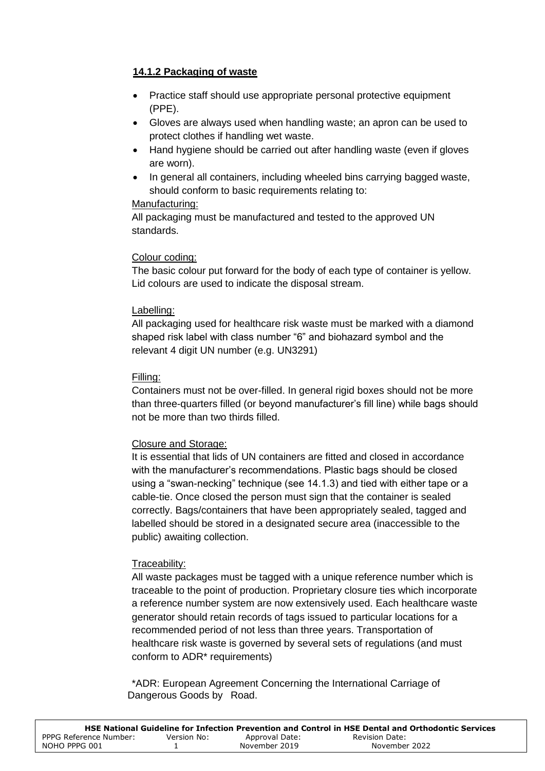### 14.1.2 Packaging of waste

- Practice staff should use appropriate personal protective equipment (PPE).
- Gloves are always used when handling waste; an apron can be used to protect clothes if handling wet waste.
- Hand hygiene should be carried out after handling waste (even if gloves are worn).
- In general all containers, including wheeled bins carrying bagged waste, should conform to basic requirements relating to:

  Manufacturing:

  All packaging must be manufactured and tested to the approved UN standards.

  Colour coding:

  The basic colour put forward for the body of each type of container is yellow. Lid colours are used to indicate the disposal stream.

  Labelling:

  All packaging used for healthcare risk waste must be marked with a diamond shaped risk label with class number "6" and biohazard symbol and the relevant 4 digit UN number (e.g. UN3291)

  Filling:

  Containers must not be over-filled. In general rigid boxes should not be more than three-quarters filled (or beyond manufacturer's fill line) while bags should not be more than two thirds filled.

  Closure and Storage:

  It is essential that lids of UN containers are fitted and closed in accordance with the manufacturer's recommendations. Plastic bags should be closed using a "swan-necking" technique (see 14.1.3) and tied with either tape or a cable-tie. Once closed the person must sign that the container is sealed correctly. Bags/containers that have been appropriately sealed, tagged and labelled should be stored in a designated secure area (inaccessible to the public) awaiting collection.

  Traceability:

  All waste packages must be tagged with a unique reference number which is traceable to the point of production. Proprietary closure ties which incorporate a reference number system are now extensively used. Each healthcare waste generator should retain records of tags issued to particular locations for a recommended period of not less than three years. Transportation of healthcare risk waste is governed by several sets of regulations (and must conform to ADR* requirements)

*ADR: European Agreement Concerning the International Carriage of Dangerous Goods by Road.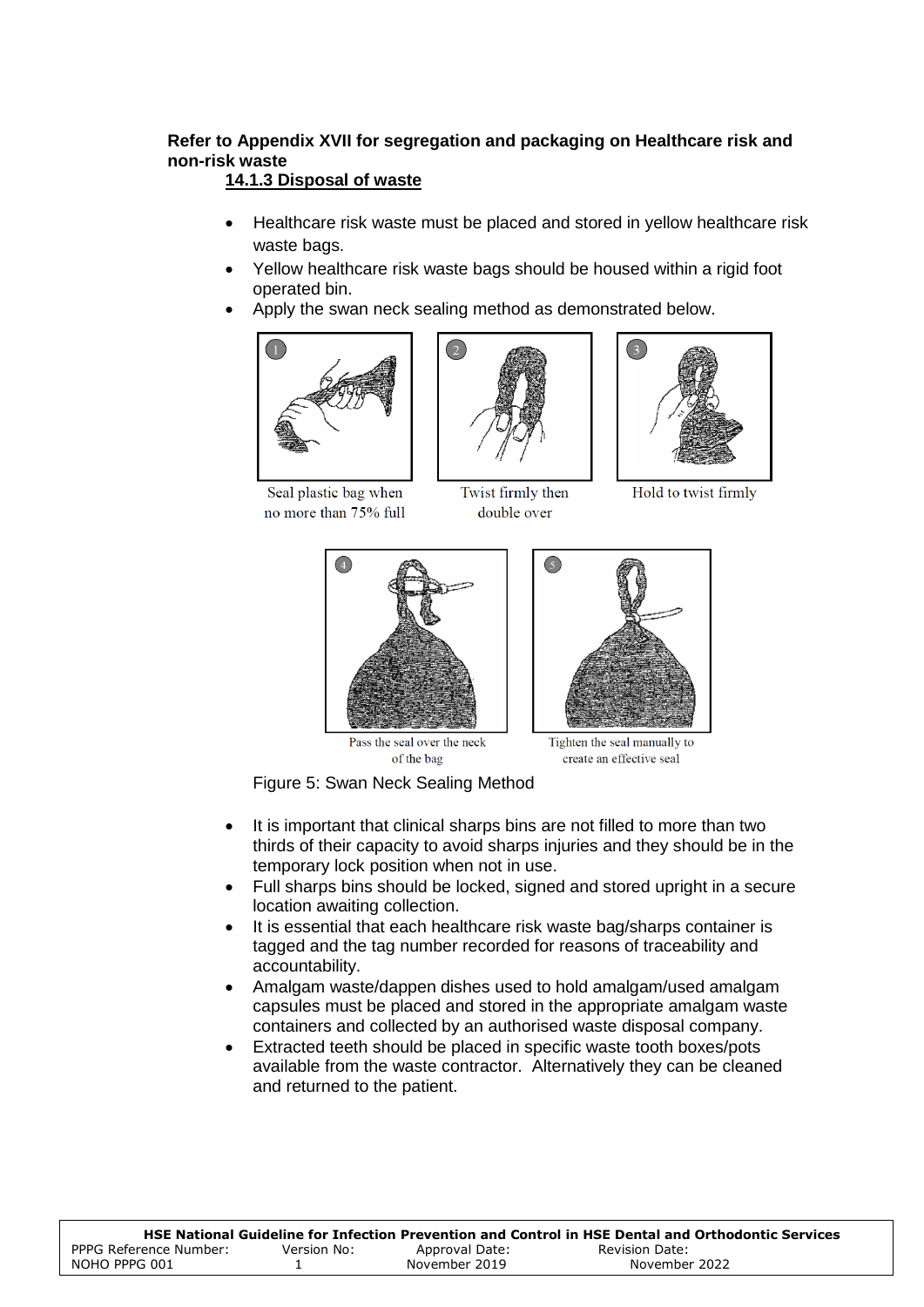**Refer to Appendix XVII for segregation and packaging on Healthcare risk and non-risk waste**

### 14.1.3 Disposal of waste

- Healthcare risk waste must be placed and stored in yellow healthcare risk waste bags.
- Yellow healthcare risk waste bags should be housed within a rigid foot operated bin.
- Apply the swan neck sealing method as demonstrated below.

1. Seal plastic bag when no more than 75% full
2. Twist firmly then double over
3. Hold to twist firmly
4. Pass the seal over the neck of the bag
5. Tighten the seal manually to create an effective seal

Figure 5: Swan Neck Sealing Method

- It is important that clinical sharps bins are not filled to more than two thirds of their capacity to avoid sharps injuries and they should be in the temporary lock position when not in use.
- Full sharps bins should be locked, signed and stored upright in a secure location awaiting collection.
- It is essential that each healthcare risk waste bag/sharps container is tagged and the tag number recorded for reasons of traceability and accountability.
- Amalgam waste/dappen dishes used to hold amalgam/used amalgam capsules must be placed and stored in the appropriate amalgam waste containers and collected by an authorised waste disposal company.
- Extracted teeth should be placed in specific waste tooth boxes/pots available from the waste contractor. Alternatively they can be cleaned and returned to the patient.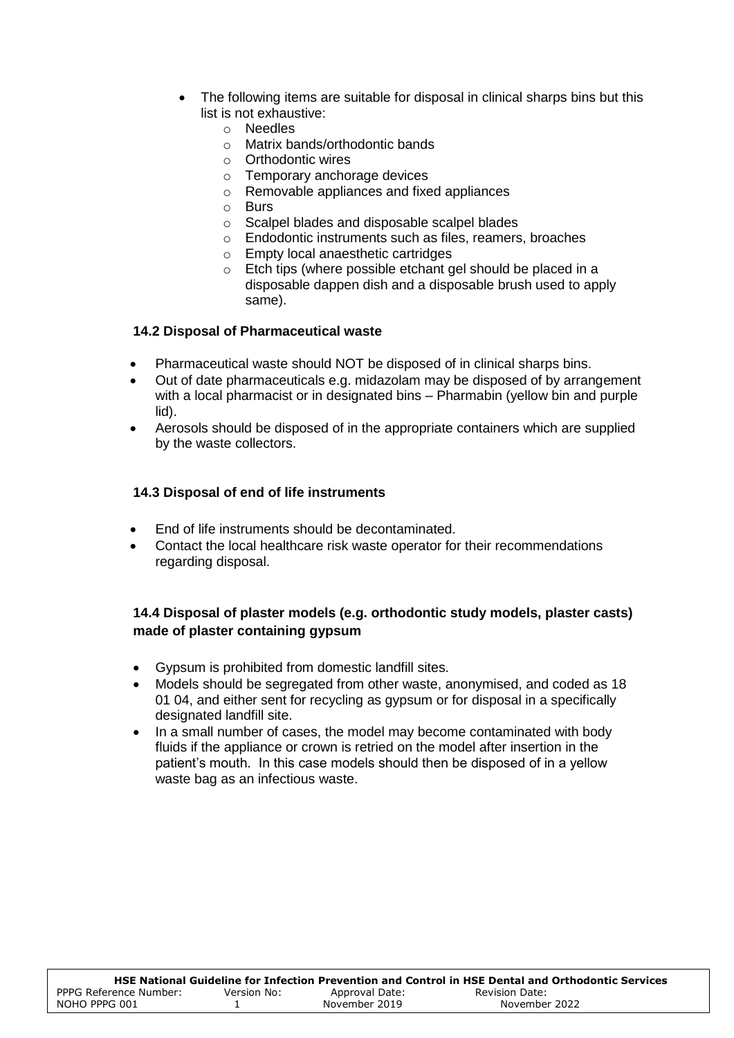- The following items are suitable for disposal in clinical sharps bins but this list is not exhaustive:
    - Needles
    - Matrix bands/orthodontic bands
    - Orthodontic wires
    - Temporary anchorage devices
    - Removable appliances and fixed appliances
    - Burs
    - Scalpel blades and disposable scalpel blades
    - Endodontic instruments such as files, reamers, broaches
    - Empty local anaesthetic cartridges
    - Etch tips (where possible etchant gel should be placed in a disposable dappen dish and a disposable brush used to apply same).

### 14.2 Disposal of Pharmaceutical waste

- Pharmaceutical waste should NOT be disposed of in clinical sharps bins.
- Out of date pharmaceuticals e.g. midazolam may be disposed of by arrangement with a local pharmacist or in designated bins – Pharmabin (yellow bin and purple lid).
- Aerosols should be disposed of in the appropriate containers which are supplied by the waste collectors.

### 14.3 Disposal of end of life instruments

- End of life instruments should be decontaminated.
- Contact the local healthcare risk waste operator for their recommendations regarding disposal.

### 14.4 Disposal of plaster models (e.g. orthodontic study models, plaster casts) made of plaster containing gypsum

- Gypsum is prohibited from domestic landfill sites.
- Models should be segregated from other waste, anonymised, and coded as 18 01 04, and either sent for recycling as gypsum or for disposal in a specifically designated landfill site.
- In a small number of cases, the model may become contaminated with body fluids if the appliance or crown is retried on the model after insertion in the patient's mouth. In this case models should then be disposed of in a yellow waste bag as an infectious waste.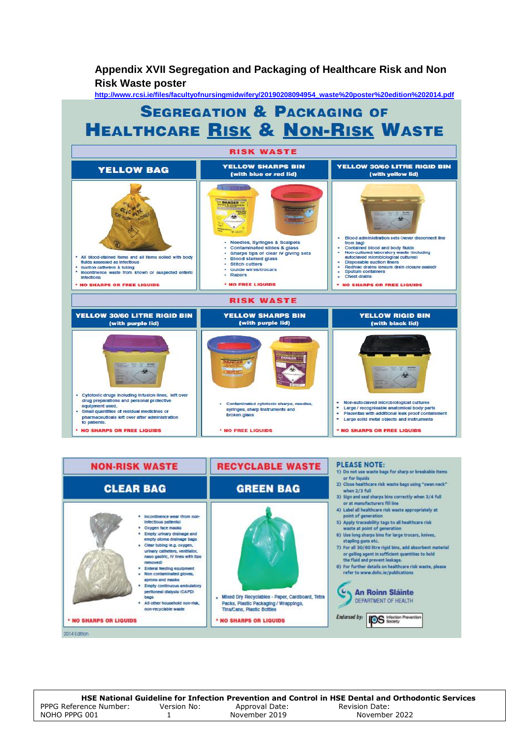## Appendix XVII Segregation and Packaging of Healthcare Risk and Non Risk Waste poster

http://www.rcsi.ie/files/facultyofnursingmidwifery/20190208094954_waste%20poster%20edition%202014.pdf

# SEGREGATION & PACKAGING OF HEALTHCARE RISK & NON-RISK WASTE

## RISK WASTE

### YELLOW BAG

- All blood-stained items and all items soiled with body fluids assessed as infectious
- Suction catheters & tubing
- Incontinence waste from known or suspected enteric infections

* NO SHARPS OR FREE LIQUIDS

### YELLOW SHARPS BIN (with blue or red lid)

- Needles, Syringes & Scalpels
- Contaminated slides & glass
- Sharps tips of clear IV giving sets
- Blood stained glass
- Stitch cutters
- Guide wires/trocars
- Razors

* NO FREE LIQUIDS

### YELLOW 30/60 LITRE RIGID BIN (with yellow lid)

- Blood administration sets (never disconnect line from bag)
- Contained blood and body fluids
- Non-cultured laboratory waste (including autoclaved microbiological cultures)
- Disposable suction liners
- Redivac drains (ensure drain closure sealed)
- Sputum containers
- Chest drains

* NO SHARPS OR FREE LIQUIDS

## RISK WASTE

### YELLOW 30/60 LITRE RIGID BIN (with purple lid)

- Cytotoxic drugs including infusion lines, left over drug preparations and personal protective equipment used.
- Small quantities of residual medicines or pharmaceuticals left over after administration to patients.

* NO SHARPS OR FREE LIQUIDS

### YELLOW SHARPS BIN (with purple lid)

- Contaminated cytotoxic sharps, needles, syringes, sharp instruments and broken glass

* NO FREE LIQUIDS

### YELLOW RIGID BIN (with black lid)

- Non-autoclaved microbiological cultures
- Large / recognisable anatomical body parts
- Placentas with additional leak proof containment
- Large solid metal objects and instruments

* NO SHARPS OR FREE LIQUIDS

## NON-RISK WASTE

### CLEAR BAG

- Incontinence wear (from non-infectious patients)
- Oxygen face masks
- Empty urinary drainage and empty stoma drainage bags
- Clear tubing (e.g. oxygen, urinary catheters, ventilator, naso gastric, IV lines with tips removed)
- Enteral feeding equipment
- Non contaminated gloves, aprons and masks
- Empty continuous ambulatory peritoneal dialysis (CAPD) bags
- All other household non-risk, non-recyclable waste

* NO SHARPS OR LIQUIDS

## RECYCLABLE WASTE

### GREEN BAG

- Mixed Dry Recyclables - Paper, Cardboard, Tetra Packs, Plastic Packaging / Wrappings, Tins/Cans, Plastic Bottles

* NO SHARPS OR LIQUIDS

## PLEASE NOTE:

1) Do not use waste bags for sharp or breakable items or for liquids
2) Close healthcare risk waste bags using "swan neck" when 2/3 full
3) Sign and seal sharps bins correctly when 3/4 full or at manufacturers fill line
4) Label all healthcare risk waste appropriately at point of generation
5) Apply traceability tags to all healthcare risk waste at point of generation
6) Use long sharps bins for large trocars, knives, stapling guns etc.
7) For all 30/60 litre rigid bins, add absorbent material or gelling agent in sufficient quantities to hold the fluid and prevent leakage.
8) For further details on healthcare risk waste, please refer to www.dohc.ie/publications

An Roinn Sláinte DEPARTMENT OF HEALTH

*Endorsed by:* IPS Infection Prevention Society

2014 Edition